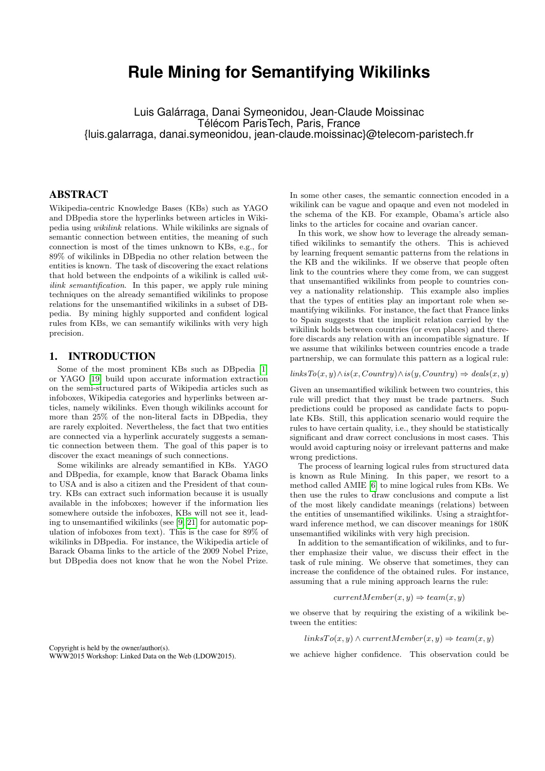# Rule Mining for Semantifying Wikilinks

Luis Galárraga, Danai Symeonidou, Jean-Claude Moissinac
Télécom ParisTech, Paris, France
{luis.galarraga, danai.symeonidou, jean-claude.moissinac}@telecom-paristech.fr

## ABSTRACT

Wikipedia-centric Knowledge Bases (KBs) such as YAGO and DBpedia store the hyperlinks between articles in Wikipedia using *wikilink* relations. While wikilinks are signals of semantic connection between entities, the meaning of such connection is most of the times unknown to KBs, e.g., for 89% of wikilinks in DBpedia no other relation between the entities is known. The task of discovering the exact relations that hold between the endpoints of a wikilink is called *wikilink semantification*. In this paper, we apply rule mining techniques on the already semantified wikilinks to propose relations for the unsemantified wikilinks in a subset of DBpedia. By mining highly supported and confident logical rules from KBs, we can semantify wikilinks with very high precision.

## 1. INTRODUCTION

Some of the most prominent KBs such as DBpedia [1] or YAGO [19] build upon accurate information extraction on the semi-structured parts of Wikipedia articles such as infoboxes, Wikipedia categories and hyperlinks between articles, namely wikilinks. Even though wikilinks account for more than 25% of the non-literal facts in DBpedia, they are rarely exploited. Nevertheless, the fact that two entities are connected via a hyperlink accurately suggests a semantic connection between them. The goal of this paper is to discover the exact meanings of such connections.

Some wikilinks are already semantified in KBs. YAGO and DBpedia, for example, know that Barack Obama links to USA and is also a citizen and the President of that country. KBs can extract such information because it is usually available in the infoboxes; however if the information lies somewhere outside the infoboxes, KBs will not see it, leading to unsemantified wikilinks (see [9, 21] for automatic population of infoboxes from text). This is the case for 89% of wikilinks in DBpedia. For instance, the Wikipedia article of Barack Obama links to the article of the 2009 Nobel Prize, but DBpedia does not know that he won the Nobel Prize. In some other cases, the semantic connection encoded in a wikilink can be vague and opaque and even not modeled in the schema of the KB. For example, Obama's article also links to the articles for cocaine and ovarian cancer.

In this work, we show how to leverage the already semantified wikilinks to semantify the others. This is achieved by learning frequent semantic patterns from the relations in the KB and the wikilinks. If we observe that people often link to the countries where they come from, we can suggest that unsemantified wikilinks from people to countries convey a nationality relationship. This example also implies that the types of entities play an important role when semantifying wikilinks. For instance, the fact that France links to Spain suggests that the implicit relation carried by the wikilink holds between countries (or even places) and therefore discards any relation with an incompatible signature. If we assume that wikilinks between countries encode a trade partnership, we can formulate this pattern as a logical rule:

$$linksTo(x, y) \wedge is(x, Country) \wedge is(y, Country) \Rightarrow deals(x, y)$$

Given an unsemantified wikilink between two countries, this rule will predict that they must be trade partners. Such predictions could be proposed as candidate facts to populate KBs. Still, this application scenario would require the rules to have certain quality, i.e., they should be statistically significant and draw correct conclusions in most cases. This would avoid capturing noisy or irrelevant patterns and make wrong predictions.

The process of learning logical rules from structured data is known as Rule Mining. In this paper, we resort to a method called AMIE [6] to mine logical rules from KBs. We then use the rules to draw conclusions and compute a list of the most likely candidate meanings (relations) between the entities of unsemantified wikilinks. Using a straightforward inference method, we can discover meanings for 180K unsemantified wikilinks with very high precision.

In addition to the semantification of wikilinks, and to further emphasize their value, we discuss their effect in the task of rule mining. We observe that sometimes, they can increase the confidence of the obtained rules. For instance, assuming that a rule mining approach learns the rule:

$$currentMember(x, y) \Rightarrow team(x, y)$$

we observe that by requiring the existing of a wikilink between the entities:

$$linksTo(x, y) \wedge currentMember(x, y) \Rightarrow team(x, y)$$

we achieve higher confidence. This observation could be

Copyright is held by the owner/author(s).
WWW2015 Workshop: Linked Data on the Web (LDOW2015).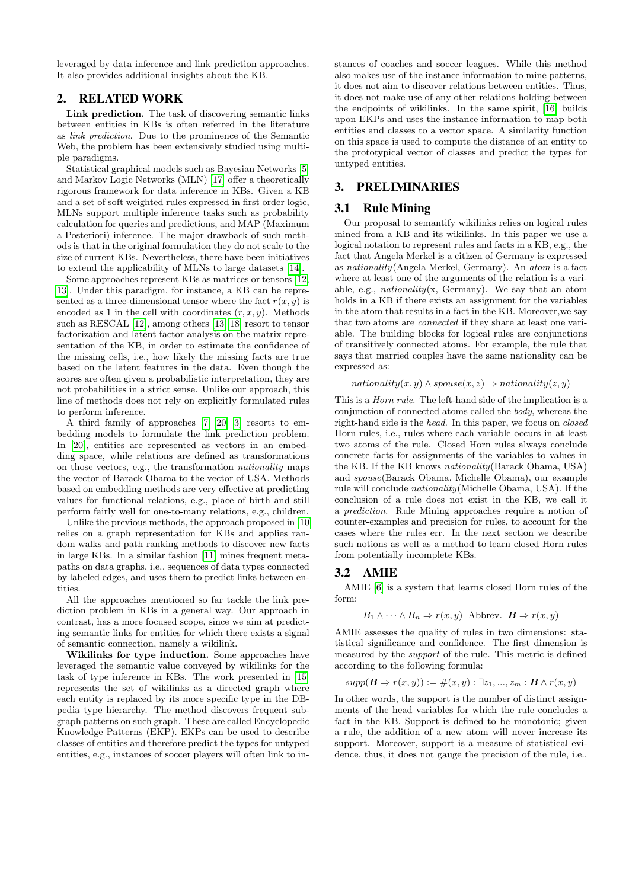leveraged by data inference and link prediction approaches. It also provides additional insights about the KB.

## 2. RELATED WORK

**Link prediction.** The task of discovering semantic links between entities in KBs is often referred in the literature as *link prediction*. Due to the prominence of the Semantic Web, the problem has been extensively studied using multiple paradigms.

Statistical graphical models such as Bayesian Networks [5] and Markov Logic Networks (MLN) [17] offer a theoretically rigorous framework for data inference in KBs. Given a KB and a set of soft weighted rules expressed in first order logic, MLNs support multiple inference tasks such as probability calculation for queries and predictions, and MAP (Maximum a Posteriori) inference. The major drawback of such methods is that in the original formulation they do not scale to the size of current KBs. Nevertheless, there have been initiatives to extend the applicability of MLNs to large datasets [14].

Some approaches represent KBs as matrices or tensors [12, 13]. Under this paradigm, for instance, a KB can be represented as a three-dimensional tensor where the fact $r(x, y)$ is encoded as 1 in the cell with coordinates $(r, x, y)$. Methods such as RESCAL [12], among others [13, 18] resort to tensor factorization and latent factor analysis on the matrix representation of the KB, in order to estimate the confidence of the missing cells, i.e., how likely the missing facts are true based on the latent features in the data. Even though the scores are often given a probabilistic interpretation, they are not probabilities in a strict sense. Unlike our approach, this line of methods does not rely on explicitly formulated rules to perform inference.

A third family of approaches [7, 20, 3] resorts to embedding models to formulate the link prediction problem. In [20], entities are represented as vectors in an embedding space, while relations are defined as transformations on those vectors, e.g., the transformation *nationality* maps the vector of Barack Obama to the vector of USA. Methods based on embedding methods are very effective at predicting values for functional relations, e.g., place of birth and still perform fairly well for one-to-many relations, e.g., children.

Unlike the previous methods, the approach proposed in [10] relies on a graph representation for KBs and applies random walks and path ranking methods to discover new facts in large KBs. In a similar fashion [11] mines frequent metapaths on data graphs, i.e., sequences of data types connected by labeled edges, and uses them to predict links between entities.

All the approaches mentioned so far tackle the link prediction problem in KBs in a general way. Our approach in contrast, has a more focused scope, since we aim at predicting semantic links for entities for which there exists a signal of semantic connection, namely a wikilink.

**Wikilinks for type induction.** Some approaches have leveraged the semantic value conveyed by wikilinks for the task of type inference in KBs. The work presented in [15] represents the set of wikilinks as a directed graph where each entity is replaced by its more specific type in the DBpedia type hierarchy. The method discovers frequent subgraph patterns on such graph. These are called Encyclopedic Knowledge Patterns (EKP). EKPs can be used to describe classes of entities and therefore predict the types for untyped entities, e.g., instances of soccer players will often link to instances of coaches and soccer leagues. While this method also makes use of the instance information to mine patterns, it does not aim to discover relations between entities. Thus, it does not make use of any other relations holding between the endpoints of wikilinks. In the same spirit, [16] builds upon EKPs and uses the instance information to map both entities and classes to a vector space. A similarity function on this space is used to compute the distance of an entity to the prototypical vector of classes and predict the types for untyped entities.

## 3. PRELIMINARIES

### 3.1 Rule Mining

Our proposal to semantify wikilinks relies on logical rules mined from a KB and its wikilinks. In this paper we use a logical notation to represent rules and facts in a KB, e.g., the fact that Angela Merkel is a citizen of Germany is expressed as *nationality*(Angela Merkel, Germany). An *atom* is a fact where at least one of the arguments of the relation is a variable, e.g., *nationality*(x, Germany). We say that an atom holds in a KB if there exists an assignment for the variables in the atom that results in a fact in the KB. Moreover,we say that two atoms are *connected* if they share at least one variable. The building blocks for logical rules are conjunctions of transitively connected atoms. For example, the rule that says that married couples have the same nationality can be expressed as:

$$nationality(x, y) \wedge spouse(x, z) \Rightarrow nationality(z, y)$$

This is a *Horn rule*. The left-hand side of the implication is a conjunction of connected atoms called the *body*, whereas the right-hand side is the *head*. In this paper, we focus on *closed* Horn rules, i.e., rules where each variable occurs in at least two atoms of the rule. Closed Horn rules always conclude concrete facts for assignments of the variables to values in the KB. If the KB knows *nationality*(Barack Obama, USA) and *spouse*(Barack Obama, Michelle Obama), our example rule will conclude *nationality*(Michelle Obama, USA). If the conclusion of a rule does not exist in the KB, we call it a *prediction*. Rule Mining approaches require a notion of counter-examples and precision for rules, to account for the cases where the rules err. In the next section we describe such notions as well as a method to learn closed Horn rules from potentially incomplete KBs.

### 3.2 AMIE

AMIE [6] is a system that learns closed Horn rules of the form:

$$B_1 \wedge \cdots \wedge B_n \Rightarrow r(x, y) \;\; \text{Abbrev.} \;\; \boldsymbol{B} \Rightarrow r(x, y)$$

AMIE assesses the quality of rules in two dimensions: statistical significance and confidence. The first dimension is measured by the *support* of the rule. This metric is defined according to the following formula:

$$supp(\boldsymbol{B} \Rightarrow r(x, y)) := \#(x, y) : \exists z_1, ..., z_m : \boldsymbol{B} \wedge r(x, y)$$

In other words, the support is the number of distinct assignments of the head variables for which the rule concludes a fact in the KB. Support is defined to be monotonic; given a rule, the addition of a new atom will never increase its support. Moreover, support is a measure of statistical evidence, thus, it does not gauge the precision of the rule, i.e.,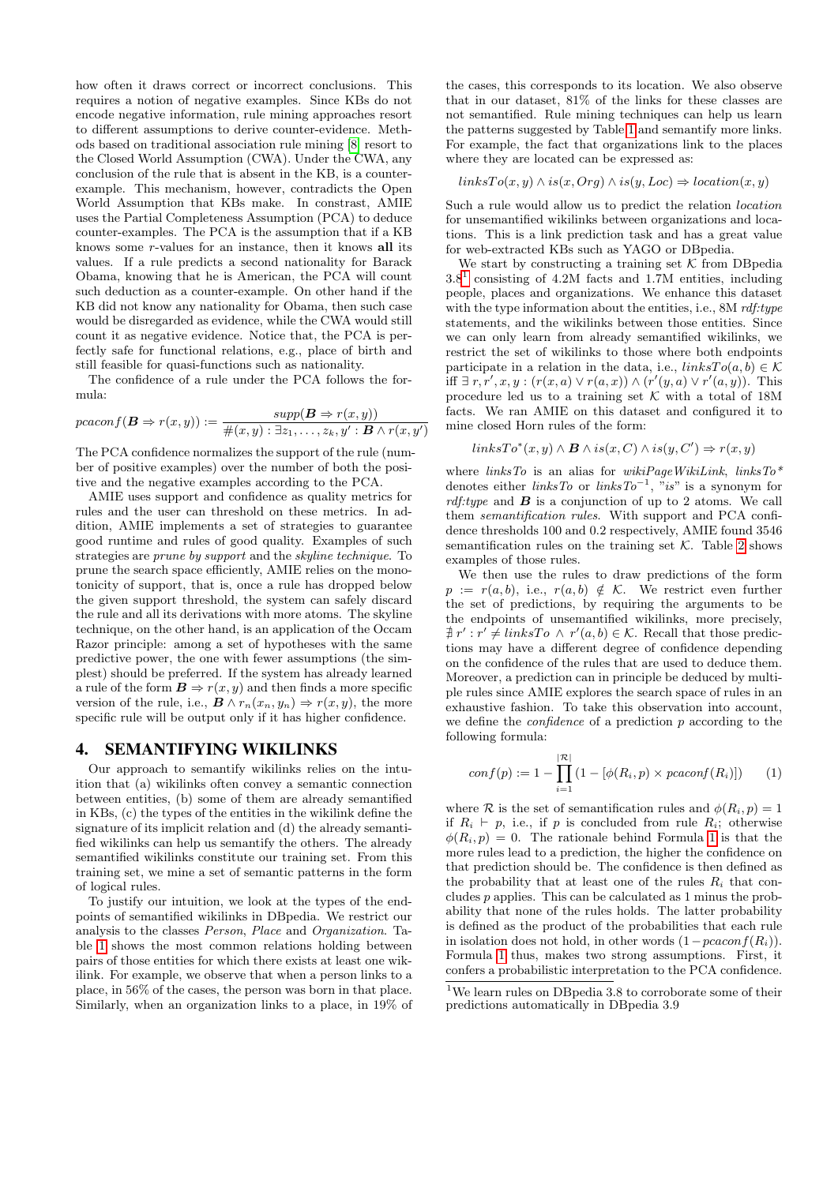how often it draws correct or incorrect conclusions. This requires a notion of negative examples. Since KBs do not encode negative information, rule mining approaches resort to different assumptions to derive counter-evidence. Methods based on traditional association rule mining [8] resort to the Closed World Assumption (CWA). Under the CWA, any conclusion of the rule that is absent in the KB, is a counter-example. This mechanism, however, contradicts the Open World Assumption that KBs make. In contrast, AMIE uses the Partial Completeness Assumption (PCA) to deduce counter-examples. The PCA is the assumption that if a KB knows some $r$-values for an instance, then it knows **all** its values. If a rule predicts a second nationality for Barack Obama, knowing that he is American, the PCA will count such deduction as a counter-example. On other hand if the KB did not know any nationality for Obama, then such case would be disregarded as evidence, while the CWA would still count it as negative evidence. Notice that, the PCA is perfectly safe for functional relations, e.g., place of birth and still feasible for quasi-functions such as nationality.

The confidence of a rule under the PCA follows the formula:

$$pcaconf(\boldsymbol{B} \Rightarrow r(x, y)) := \frac{supp(\boldsymbol{B} \Rightarrow r(x, y))}{\#(x, y) : \exists z_1, \ldots, z_k, y' : \boldsymbol{B} \wedge r(x, y')}$$

The PCA confidence normalizes the support of the rule (number of positive examples) over the number of both the positive and the negative examples according to the PCA.

AMIE uses support and confidence as quality metrics for rules and the user can threshold on these metrics. In addition, AMIE implements a set of strategies to guarantee good runtime and rules of good quality. Examples of such strategies are *prune by support* and the *skyline technique*. To prune the search space efficiently, AMIE relies on the monotonicity of support, that is, once a rule has dropped below the given support threshold, the system can safely discard the rule and all its derivations with more atoms. The skyline technique, on the other hand, is an application of the Occam Razor principle: among a set of hypotheses with the same predictive power, the one with fewer assumptions (the simplest) should be preferred. If the system has already learned a rule of the form $\boldsymbol{B} \Rightarrow r(x, y)$ and then finds a more specific version of the rule, i.e., $\boldsymbol{B} \wedge r_n(x_n, y_n) \Rightarrow r(x, y)$, the more specific rule will be output only if it has higher confidence.

## 4. SEMANTIFYING WIKILINKS

Our approach to semantify wikilinks relies on the intuition that (a) wikilinks often convey a semantic connection between entities, (b) some of them are already semantified in KBs, (c) the types of the entities in the wikilink define the signature of its implicit relation and (d) the already semantified wikilinks can help us semantify the others. The already semantified wikilinks constitute our training set. From this training set, we mine a set of semantic patterns in the form of logical rules.

To justify our intuition, we look at the types of the endpoints of semantified wikilinks in DBpedia. We restrict our analysis to the classes *Person*, *Place* and *Organization*. Table 1 shows the most common relations holding between pairs of those entities for which there exists at least one wikilink. For example, we observe that when a person links to a place, in 56% of the cases, the person was born in that place. Similarly, when an organization links to a place, in 19% of the cases, this corresponds to its location. We also observe that in our dataset, 81% of the links for these classes are not semantified. Rule mining techniques can help us learn the patterns suggested by Table 1 and semantify more links. For example, the fact that organizations link to the places where they are located can be expressed as:

$$linksTo(x, y) \wedge is(x, Org) \wedge is(y, Loc) \Rightarrow location(x, y)$$

Such a rule would allow us to predict the relation *location* for unsemantified wikilinks between organizations and locations. This is a link prediction task and has a great value for web-extracted KBs such as YAGO or DBpedia.

We start by constructing a training set $\mathcal{K}$ from DBpedia 3.8[1] consisting of 4.2M facts and 1.7M entities, including people, places and organizations. We enhance this dataset with the type information about the entities, i.e., 8M *rdf:type* statements, and the wikilinks between those entities. Since we can only learn from already semantified wikilinks, we restrict the set of wikilinks to those where both endpoints participate in a relation in the data, i.e., $linksTo(a, b) \in \mathcal{K}$ iff $\exists\, r, r', x, y : (r(x, a) \vee r(a, x)) \wedge (r'(y, a) \vee r'(a, y))$. This procedure led us to a training set $\mathcal{K}$ with a total of 18M facts. We ran AMIE on this dataset and configured it to mine closed Horn rules of the form:

$$linksTo^{*}(x, y) \wedge \boldsymbol{B} \wedge is(x, C) \wedge is(y, C') \Rightarrow r(x, y)$$

where *linksTo* is an alias for *wikiPageWikiLink*, *linksTo\** denotes either *linksTo* or $linksTo^{-1}$, "*is*" is a synonym for *rdf:type* and $\boldsymbol{B}$ is a conjunction of up to 2 atoms. We call them *semantification rules*. With support and PCA confidence thresholds 100 and 0.2 respectively, AMIE found 3546 semantification rules on the training set $\mathcal{K}$. Table 2 shows examples of those rules.

We then use the rules to draw predictions of the form $p := r(a, b)$, i.e., $r(a, b) \notin \mathcal{K}$. We restrict even further the set of predictions, by requiring the arguments to be the endpoints of unsemantified wikilinks, more precisely, $\nexists\, r' : r' \neq linksTo \wedge r'(a, b) \in \mathcal{K}$. Recall that those predictions may have a different degree of confidence depending on the confidence of the rules that are used to deduce them. Moreover, a prediction can in principle be deduced by multiple rules since AMIE explores the search space of rules in an exhaustive fashion. To take this observation into account, we define the *confidence* of a prediction $p$ according to the following formula:

$$conf(p) := 1 - \prod_{i=1}^{|\mathcal{R}|} (1 - [\phi(R_i, p) \times pcaconf(R_i)]) \qquad (1)$$

where $\mathcal{R}$ is the set of semantification rules and $\phi(R_i, p) = 1$ if $R_i \vdash p$, i.e., if $p$ is concluded from rule $R_i$; otherwise $\phi(R_i, p) = 0$. The rationale behind Formula 1 is that the more rules lead to a prediction, the higher the confidence on that prediction should be. The confidence is then defined as the probability that at least one of the rules $R_i$ that concludes $p$ applies. This can be calculated as 1 minus the probability that none of the rules holds. The latter probability is defined as the product of the probabilities that each rule in isolation does not hold, in other words $(1 - pcaconf(R_i))$. Formula 1 thus, makes two strong assumptions. First, it confers a probabilistic interpretation to the PCA confidence.

[1] We learn rules on DBpedia 3.8 to corroborate some of their predictions automatically in DBpedia 3.9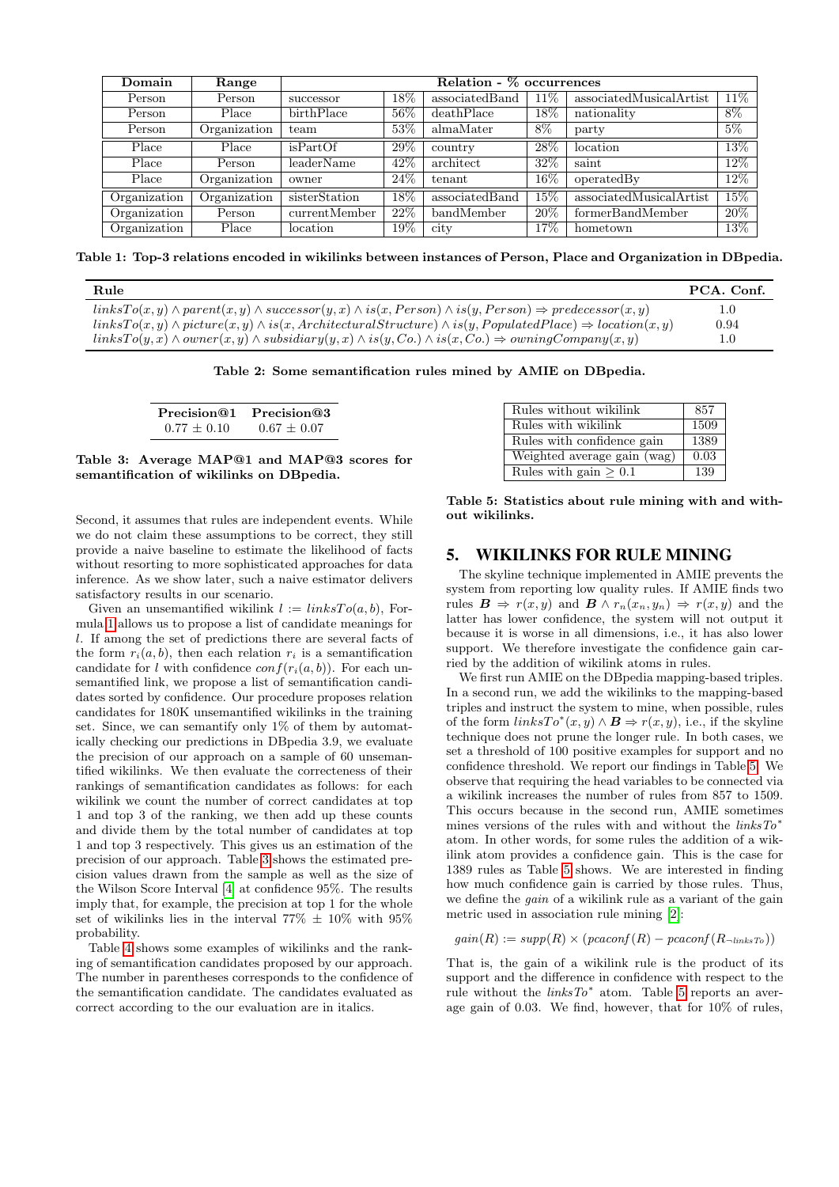| Domain | Range | Relation - % occurrences | | | | | |
|---|---|---|---|---|---|---|---|
| Person | Person | successor | 18% | associatedBand | 11% | associatedMusicalArtist | 11% |
| Person | Place | birthPlace | 56% | deathPlace | 18% | nationality | 8% |
| Person | Organization | team | 53% | almaMater | 8% | party | 5% |
| Place | Place | isPartOf | 29% | country | 28% | location | 13% |
| Place | Person | leaderName | 42% | architect | 32% | saint | 12% |
| Place | Organization | owner | 24% | tenant | 16% | operatedBy | 12% |
| Organization | Organization | sisterStation | 18% | associatedBand | 15% | associatedMusicalArtist | 15% |
| Organization | Person | currentMember | 22% | bandMember | 20% | formerBandMember | 20% |
| Organization | Place | location | 19% | city | 17% | hometown | 13% |

**Table 1: Top-3 relations encoded in wikilinks between instances of Person, Place and Organization in DBpedia.**

| Rule | PCA. Conf. |
|---|---|
| $linksTo(x, y) \wedge parent(x, y) \wedge successor(y, x) \wedge is(x, Person) \wedge is(y, Person) \Rightarrow predecessor(x, y)$ | 1.0 |
| $linksTo(x, y) \wedge picture(x, y) \wedge is(x, ArchitecturalStructure) \wedge is(y, PopulatedPlace) \Rightarrow location(x, y)$ | 0.94 |
| $linksTo(y, x) \wedge owner(x, y) \wedge subsidiary(y, x) \wedge is(y, Co.) \wedge is(x, Co.) \Rightarrow owningCompany(x, y)$ | 1.0 |

**Table 2: Some semantification rules mined by AMIE on DBpedia.**

| Precision@1 | Precision@3 |
|---|---|
| 0.77 ± 0.10 | 0.67 ± 0.07 |

**Table 3: Average MAP@1 and MAP@3 scores for semantification of wikilinks on DBpedia.**

Second, it assumes that rules are independent events. While we do not claim these assumptions to be correct, they still provide a naive baseline to estimate the likelihood of facts without resorting to more sophisticated approaches for data inference. As we show later, such a naive estimator delivers satisfactory results in our scenario.

Given an unsemantified wikilink $l := linksTo(a, b)$, Formula 1 allows us to propose a list of candidate meanings for $l$. If among the set of predictions there are several facts of the form $r_i(a, b)$, then each relation $r_i$ is a semantification candidate for $l$ with confidence $conf(r_i(a, b))$. For each unsemantified link, we propose a list of semantification candidates sorted by confidence. Our procedure proposes relation candidates for 180K unsemantified wikilinks in the training set. Since, we can semantify only 1% of them by automatically checking our predictions in DBpedia 3.9, we evaluate the precision of our approach on a sample of 60 unsemantified wikilinks. We then evaluate the correctness of their rankings of semantification candidates as follows: for each wikilink we count the number of correct candidates at top 1 and top 3 of the ranking, we then add up these counts and divide them by the total number of candidates at top 1 and top 3 respectively. This gives us an estimation of the precision of our approach. Table 3 shows the estimated precision values drawn from the sample as well as the size of the Wilson Score Interval [4] at confidence 95%. The results imply that, for example, the precision at top 1 for the whole set of wikilinks lies in the interval 77% ± 10% with 95% probability.

Table 4 shows some examples of wikilinks and the ranking of semantification candidates proposed by our approach. The number in parentheses corresponds to the confidence of the semantification candidate. The candidates evaluated as correct according to the our evaluation are in italics.

| | |
|---|---|
| Rules without wikilink | 857 |
| Rules with wikilink | 1509 |
| Rules with confidence gain | 1389 |
| Weighted average gain (wag) | 0.03 |
| Rules with gain ≥ 0.1 | 139 |

**Table 5: Statistics about rule mining with and without wikilinks.**

## 5. WIKILINKS FOR RULE MINING

The skyline technique implemented in AMIE prevents the system from reporting low quality rules. If AMIE finds two rules $\boldsymbol{B} \Rightarrow r(x, y)$ and $\boldsymbol{B} \wedge r_n(x_n, y_n) \Rightarrow r(x, y)$ and the latter has lower confidence, the system will not output it because it is worse in all dimensions, i.e., it has also lower support. We therefore investigate the confidence gain carried by the addition of wikilink atoms in rules.

We first run AMIE on the DBpedia mapping-based triples. In a second run, we add the wikilinks to the mapping-based triples and instruct the system to mine, when possible, rules of the form $linksTo^*(x, y) \wedge \boldsymbol{B} \Rightarrow r(x, y)$, i.e., if the skyline technique does not prune the longer rule. In both cases, we set a threshold of 100 positive examples for support and no confidence threshold. We report our findings in Table 5. We observe that requiring the head variables to be connected via a wikilink increases the number of rules from 857 to 1509. This occurs because in the second run, AMIE sometimes mines versions of the rules with and without the $linksTo^*$ atom. In other words, for some rules the addition of a wikilink atom provides a confidence gain. This is the case for 1389 rules as Table 5 shows. We are interested in finding how much confidence gain is carried by those rules. Thus, we define the *gain* of a wikilink rule as a variant of the gain metric used in association rule mining [2]:

$$gain(R) := supp(R) \times (pcaconf(R) - pcaconf(R_{\neg linksTo}))$$

That is, the gain of a wikilink rule is the product of its support and the difference in confidence with respect to the rule without the $linksTo^*$ atom. Table 5 reports an average gain of 0.03. We find, however, that for 10% of rules,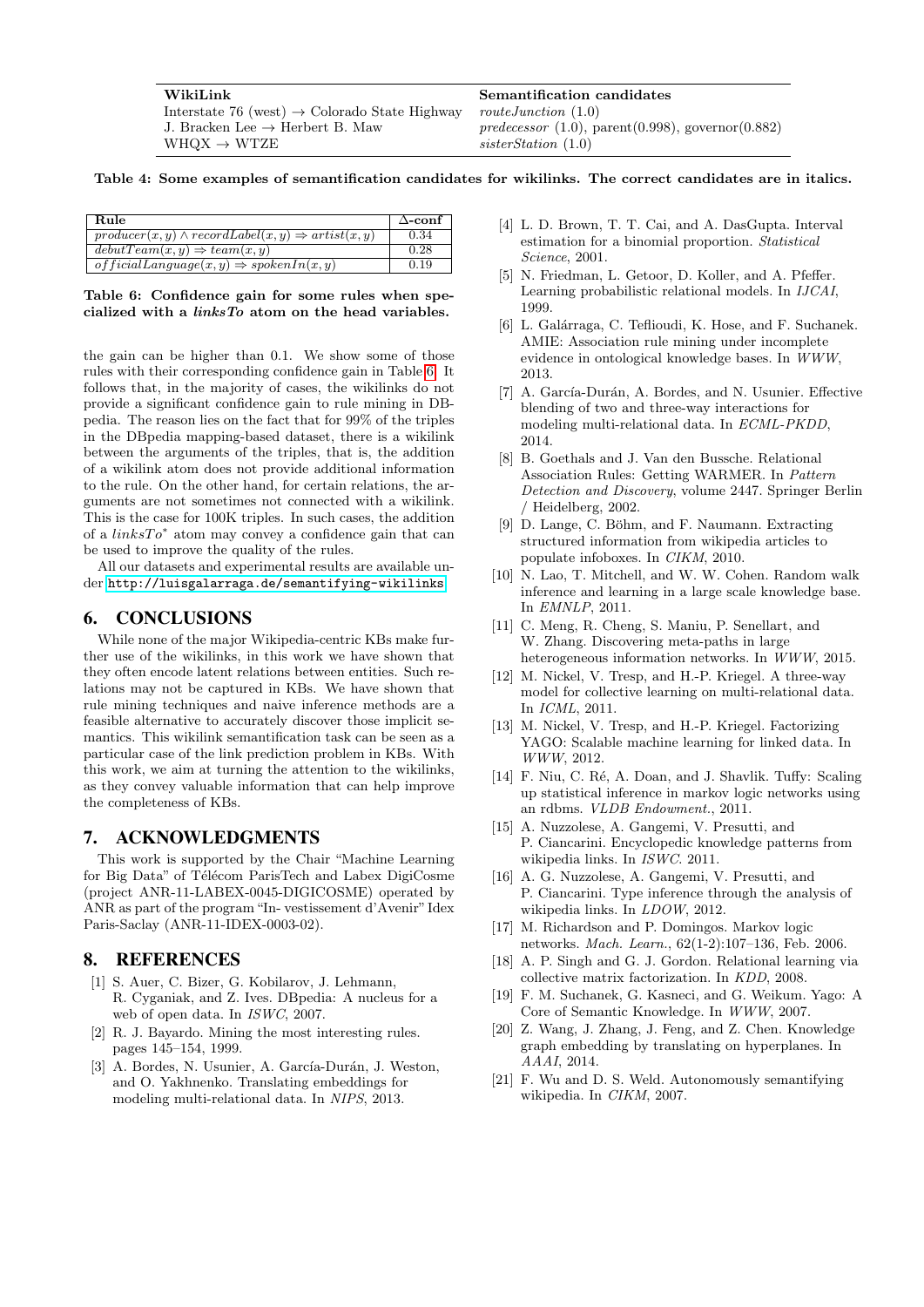| WikiLink | Semantification candidates |
|---|---|
| Interstate 76 (west) → Colorado State Highway | *routeJunction* (1.0) |
| J. Bracken Lee → Herbert B. Maw | *predecessor* (1.0), parent(0.998), governor(0.882) |
| WHQX → WTZE | *sisterStation* (1.0) |

**Table 4: Some examples of semantification candidates for wikilinks. The correct candidates are in italics.**

| Rule | Δ-conf |
|---|---|
| $producer(x, y) \wedge recordLabel(x, y) \Rightarrow artist(x, y)$ | 0.34 |
| $debutTeam(x, y) \Rightarrow team(x, y)$ | 0.28 |
| $officialLanguage(x, y) \Rightarrow spokenIn(x, y)$ | 0.19 |

**Table 6: Confidence gain for some rules when specialized with a *linksTo* atom on the head variables.**

the gain can be higher than 0.1. We show some of those rules with their corresponding confidence gain in Table 6. It follows that, in the majority of cases, the wikilinks do not provide a significant confidence gain to rule mining in DBpedia. The reason lies on the fact that for 99% of the triples in the DBpedia mapping-based dataset, there is a wikilink between the arguments of the triples, that is, the addition of a wikilink atom does not provide additional information to the rule. On the other hand, for certain relations, the arguments are not sometimes not connected with a wikilink. This is the case for 100K triples. In such cases, the addition of a $linksTo^{*}$ atom may convey a confidence gain that can be used to improve the quality of the rules.

All our datasets and experimental results are available under http://luisgalarraga.de/semantifying-wikilinks.

## 6. CONCLUSIONS

While none of the major Wikipedia-centric KBs make further use of the wikilinks, in this work we have shown that they often encode latent relations between entities. Such relations may not be captured in KBs. We have shown that rule mining techniques and naive inference methods are a feasible alternative to accurately discover those implicit semantics. This wikilink semantification task can be seen as a particular case of the link prediction problem in KBs. With this work, we aim at turning the attention to the wikilinks, as they convey valuable information that can help improve the completeness of KBs.

## 7. ACKNOWLEDGMENTS

This work is supported by the Chair "Machine Learning for Big Data" of Télécom ParisTech and Labex DigiCosme (project ANR-11-LABEX-0045-DIGICOSME) operated by ANR as part of the program "In- vestissement d'Avenir" Idex Paris-Saclay (ANR-11-IDEX-0003-02).

## 8. REFERENCES

[1] S. Auer, C. Bizer, G. Kobilarov, J. Lehmann, R. Cyganiak, and Z. Ives. DBpedia: A nucleus for a web of open data. In *ISWC*, 2007.

[2] R. J. Bayardo. Mining the most interesting rules. pages 145–154, 1999.

[3] A. Bordes, N. Usunier, A. García-Durán, J. Weston, and O. Yakhnenko. Translating embeddings for modeling multi-relational data. In *NIPS*, 2013.

[4] L. D. Brown, T. T. Cai, and A. DasGupta. Interval estimation for a binomial proportion. *Statistical Science*, 2001.

[5] N. Friedman, L. Getoor, D. Koller, and A. Pfeffer. Learning probabilistic relational models. In *IJCAI*, 1999.

[6] L. Galárraga, C. Teflioudi, K. Hose, and F. Suchanek. AMIE: Association rule mining under incomplete evidence in ontological knowledge bases. In *WWW*, 2013.

[7] A. García-Durán, A. Bordes, and N. Usunier. Effective blending of two and three-way interactions for modeling multi-relational data. In *ECML-PKDD*, 2014.

[8] B. Goethals and J. Van den Bussche. Relational Association Rules: Getting WARMER. In *Pattern Detection and Discovery*, volume 2447. Springer Berlin / Heidelberg, 2002.

[9] D. Lange, C. Böhm, and F. Naumann. Extracting structured information from wikipedia articles to populate infoboxes. In *CIKM*, 2010.

[10] N. Lao, T. Mitchell, and W. W. Cohen. Random walk inference and learning in a large scale knowledge base. In *EMNLP*, 2011.

[11] C. Meng, R. Cheng, S. Maniu, P. Senellart, and W. Zhang. Discovering meta-paths in large heterogeneous information networks. In *WWW*, 2015.

[12] M. Nickel, V. Tresp, and H.-P. Kriegel. A three-way model for collective learning on multi-relational data. In *ICML*, 2011.

[13] M. Nickel, V. Tresp, and H.-P. Kriegel. Factorizing YAGO: Scalable machine learning for linked data. In *WWW*, 2012.

[14] F. Niu, C. Ré, A. Doan, and J. Shavlik. Tuffy: Scaling up statistical inference in markov logic networks using an rdbms. *VLDB Endowment.*, 2011.

[15] A. Nuzzolese, A. Gangemi, V. Presutti, and P. Ciancarini. Encyclopedic knowledge patterns from wikipedia links. In *ISWC*. 2011.

[16] A. G. Nuzzolese, A. Gangemi, V. Presutti, and P. Ciancarini. Type inference through the analysis of wikipedia links. In *LDOW*, 2012.

[17] M. Richardson and P. Domingos. Markov logic networks. *Mach. Learn.*, 62(1-2):107–136, Feb. 2006.

[18] A. P. Singh and G. J. Gordon. Relational learning via collective matrix factorization. In *KDD*, 2008.

[19] F. M. Suchanek, G. Kasneci, and G. Weikum. Yago: A Core of Semantic Knowledge. In *WWW*, 2007.

[20] Z. Wang, J. Zhang, J. Feng, and Z. Chen. Knowledge graph embedding by translating on hyperplanes. In *AAAI*, 2014.

[21] F. Wu and D. S. Weld. Autonomously semantifying wikipedia. In *CIKM*, 2007.